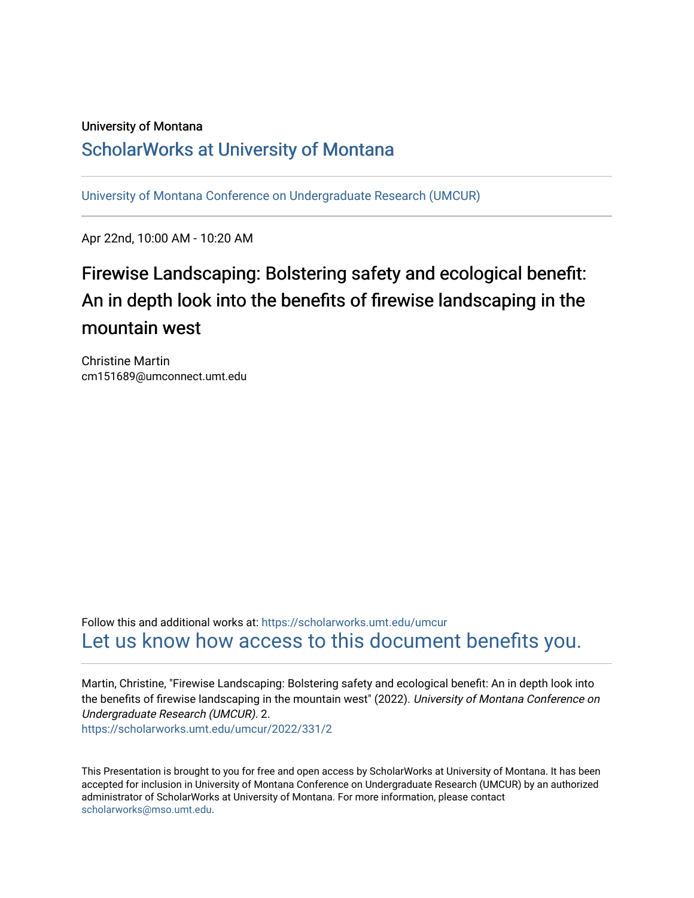University of Montana

## ScholarWorks at University of Montana

University of Montana Conference on Undergraduate Research (UMCUR)

Apr 22nd, 10:00 AM - 10:20 AM

# Firewise Landscaping: Bolstering safety and ecological benefit: An in depth look into the benefits of firewise landscaping in the mountain west

Christine Martin
cm151689@umconnect.umt.edu

Follow this and additional works at: https://scholarworks.umt.edu/umcur
Let us know how access to this document benefits you.

Martin, Christine, "Firewise Landscaping: Bolstering safety and ecological benefit: An in depth look into the benefits of firewise landscaping in the mountain west" (2022). *University of Montana Conference on Undergraduate Research (UMCUR)*. 2.
https://scholarworks.umt.edu/umcur/2022/331/2

This Presentation is brought to you for free and open access by ScholarWorks at University of Montana. It has been accepted for inclusion in University of Montana Conference on Undergraduate Research (UMCUR) by an authorized administrator of ScholarWorks at University of Montana. For more information, please contact scholarworks@mso.umt.edu.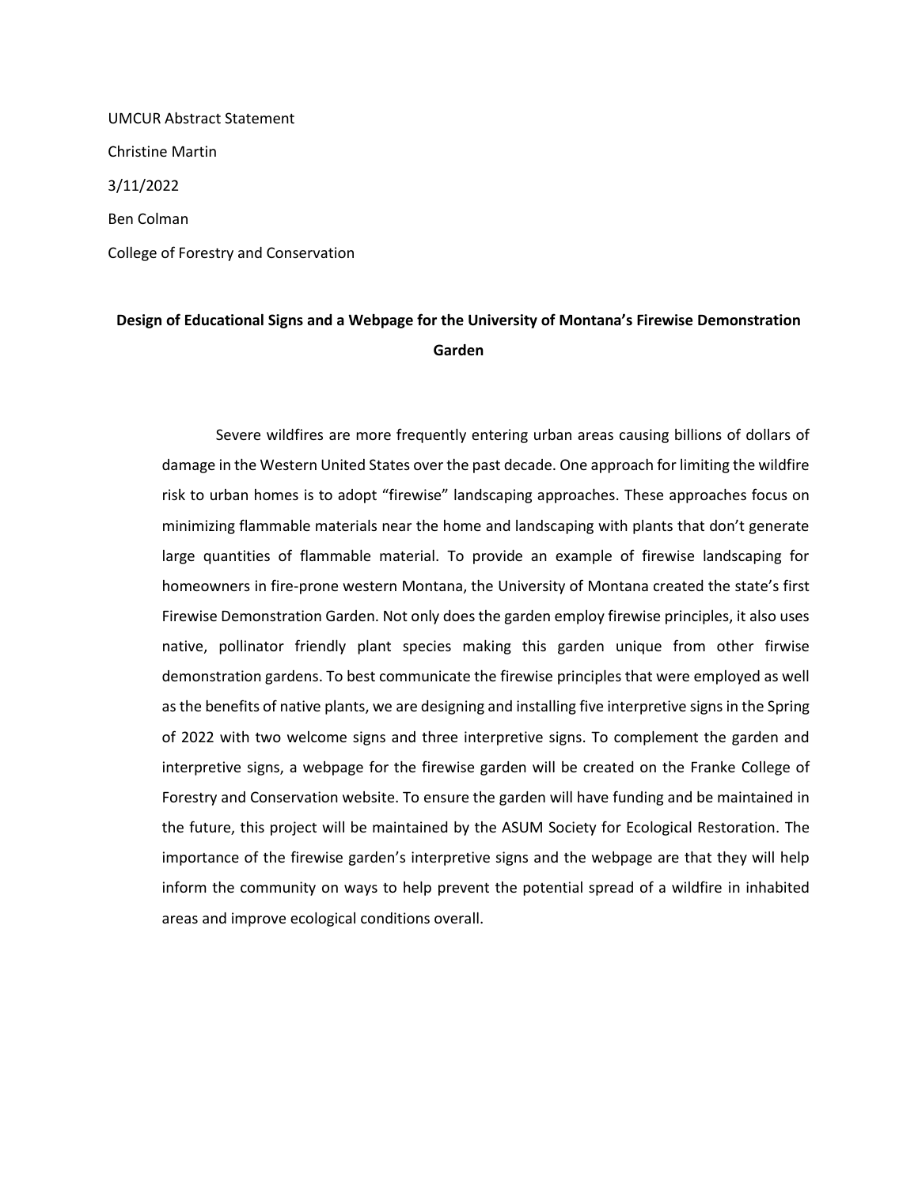UMCUR Abstract Statement

Christine Martin

3/11/2022

Ben Colman

College of Forestry and Conservation

## Design of Educational Signs and a Webpage for the University of Montana's Firewise Demonstration Garden

Severe wildfires are more frequently entering urban areas causing billions of dollars of damage in the Western United States over the past decade. One approach for limiting the wildfire risk to urban homes is to adopt "firewise" landscaping approaches. These approaches focus on minimizing flammable materials near the home and landscaping with plants that don't generate large quantities of flammable material. To provide an example of firewise landscaping for homeowners in fire-prone western Montana, the University of Montana created the state's first Firewise Demonstration Garden. Not only does the garden employ firewise principles, it also uses native, pollinator friendly plant species making this garden unique from other firwise demonstration gardens. To best communicate the firewise principles that were employed as well as the benefits of native plants, we are designing and installing five interpretive signs in the Spring of 2022 with two welcome signs and three interpretive signs. To complement the garden and interpretive signs, a webpage for the firewise garden will be created on the Franke College of Forestry and Conservation website. To ensure the garden will have funding and be maintained in the future, this project will be maintained by the ASUM Society for Ecological Restoration. The importance of the firewise garden's interpretive signs and the webpage are that they will help inform the community on ways to help prevent the potential spread of a wildfire in inhabited areas and improve ecological conditions overall.